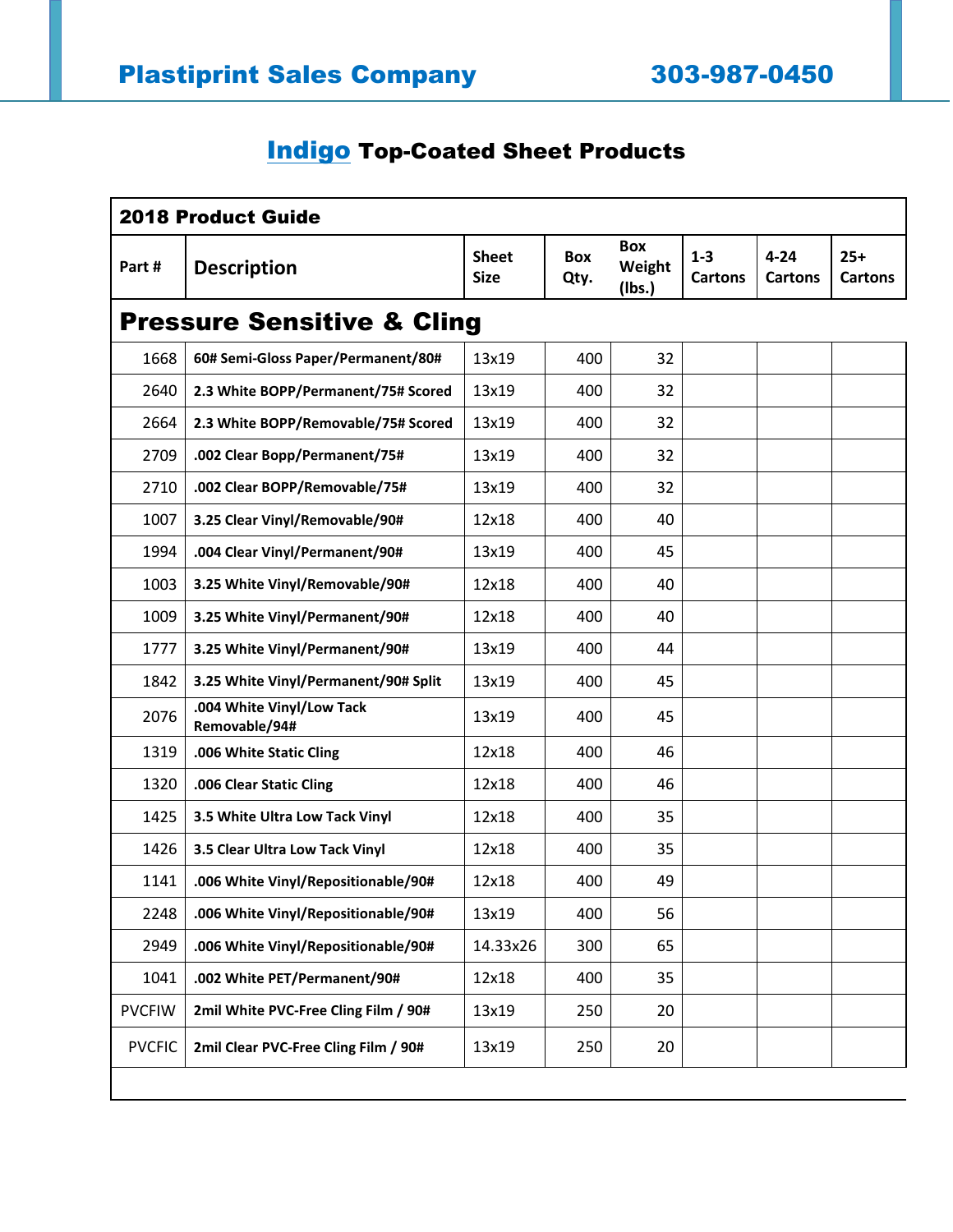# Plastiprint Sales Company 303-987-0450

## Indigo Top-Coated Sheet Products

| 2018 Product Guide | | | | | | | |
|---|---|---|---|---|---|---|---|
| **Part #** | **Description** | **Sheet Size** | **Box Qty.** | **Box Weight (lbs.)** | **1-3 Cartons** | **4-24 Cartons** | **25+ Cartons** |
| **Pressure Sensitive & Cling** | | | | | | | |
| 1668 | 60# Semi-Gloss Paper/Permanent/80# | 13x19 | 400 | 32 | | | |
| 2640 | 2.3 White BOPP/Permanent/75# Scored | 13x19 | 400 | 32 | | | |
| 2664 | 2.3 White BOPP/Removable/75# Scored | 13x19 | 400 | 32 | | | |
| 2709 | .002 Clear Bopp/Permanent/75# | 13x19 | 400 | 32 | | | |
| 2710 | .002 Clear BOPP/Removable/75# | 13x19 | 400 | 32 | | | |
| 1007 | 3.25 Clear Vinyl/Removable/90# | 12x18 | 400 | 40 | | | |
| 1994 | .004 Clear Vinyl/Permanent/90# | 13x19 | 400 | 45 | | | |
| 1003 | 3.25 White Vinyl/Removable/90# | 12x18 | 400 | 40 | | | |
| 1009 | 3.25 White Vinyl/Permanent/90# | 12x18 | 400 | 40 | | | |
| 1777 | 3.25 White Vinyl/Permanent/90# | 13x19 | 400 | 44 | | | |
| 1842 | 3.25 White Vinyl/Permanent/90# Split | 13x19 | 400 | 45 | | | |
| 2076 | .004 White Vinyl/Low Tack Removable/94# | 13x19 | 400 | 45 | | | |
| 1319 | .006 White Static Cling | 12x18 | 400 | 46 | | | |
| 1320 | .006 Clear Static Cling | 12x18 | 400 | 46 | | | |
| 1425 | 3.5 White Ultra Low Tack Vinyl | 12x18 | 400 | 35 | | | |
| 1426 | 3.5 Clear Ultra Low Tack Vinyl | 12x18 | 400 | 35 | | | |
| 1141 | .006 White Vinyl/Repositionable/90# | 12x18 | 400 | 49 | | | |
| 2248 | .006 White Vinyl/Repositionable/90# | 13x19 | 400 | 56 | | | |
| 2949 | .006 White Vinyl/Repositionable/90# | 14.33x26 | 300 | 65 | | | |
| 1041 | .002 White PET/Permanent/90# | 12x18 | 400 | 35 | | | |
| PVCFIW | 2mil White PVC-Free Cling Film / 90# | 13x19 | 250 | 20 | | | |
| PVCFIC | 2mil Clear PVC-Free Cling Film / 90# | 13x19 | 250 | 20 | | | |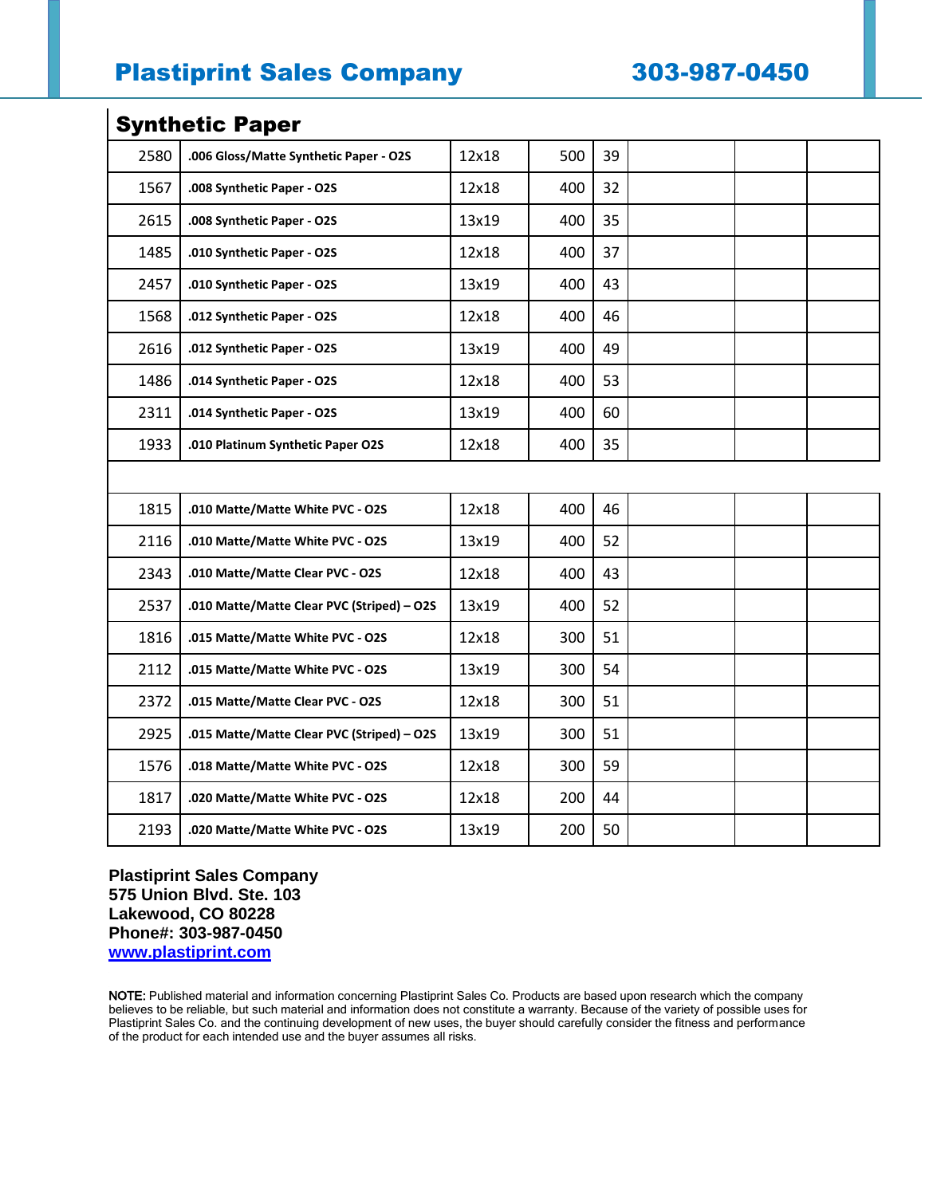## Synthetic Paper

| | | | | | | | |
|---|---|---|---|---|---|---|---|
| 2580 | .006 Gloss/Matte Synthetic Paper - O2S | 12x18 | 500 | 39 | | | |
| 1567 | .008 Synthetic Paper - O2S | 12x18 | 400 | 32 | | | |
| 2615 | .008 Synthetic Paper - O2S | 13x19 | 400 | 35 | | | |
| 1485 | .010 Synthetic Paper - O2S | 12x18 | 400 | 37 | | | |
| 2457 | .010 Synthetic Paper - O2S | 13x19 | 400 | 43 | | | |
| 1568 | .012 Synthetic Paper - O2S | 12x18 | 400 | 46 | | | |
| 2616 | .012 Synthetic Paper - O2S | 13x19 | 400 | 49 | | | |
| 1486 | .014 Synthetic Paper - O2S | 12x18 | 400 | 53 | | | |
| 2311 | .014 Synthetic Paper - O2S | 13x19 | 400 | 60 | | | |
| 1933 | .010 Platinum Synthetic Paper O2S | 12x18 | 400 | 35 | | | |
| | | | | | | | |
| 1815 | .010 Matte/Matte White PVC - O2S | 12x18 | 400 | 46 | | | |
| 2116 | .010 Matte/Matte White PVC - O2S | 13x19 | 400 | 52 | | | |
| 2343 | .010 Matte/Matte Clear PVC - O2S | 12x18 | 400 | 43 | | | |
| 2537 | .010 Matte/Matte Clear PVC (Striped) – O2S | 13x19 | 400 | 52 | | | |
| 1816 | .015 Matte/Matte White PVC - O2S | 12x18 | 300 | 51 | | | |
| 2112 | .015 Matte/Matte White PVC - O2S | 13x19 | 300 | 54 | | | |
| 2372 | .015 Matte/Matte Clear PVC - O2S | 12x18 | 300 | 51 | | | |
| 2925 | .015 Matte/Matte Clear PVC (Striped) – O2S | 13x19 | 300 | 51 | | | |
| 1576 | .018 Matte/Matte White PVC - O2S | 12x18 | 300 | 59 | | | |
| 1817 | .020 Matte/Matte White PVC - O2S | 12x18 | 200 | 44 | | | |
| 2193 | .020 Matte/Matte White PVC - O2S | 13x19 | 200 | 50 | | | |

**Plastiprint Sales Company**
**575 Union Blvd. Ste. 103**
**Lakewood, CO 80228**
**Phone#: 303-987-0450**
**www.plastiprint.com**

NOTE: Published material and information concerning Plastiprint Sales Co. Products are based upon research which the company believes to be reliable, but such material and information does not constitute a warranty. Because of the variety of possible uses for Plastiprint Sales Co. and the continuing development of new uses, the buyer should carefully consider the fitness and performance of the product for each intended use and the buyer assumes all risks.